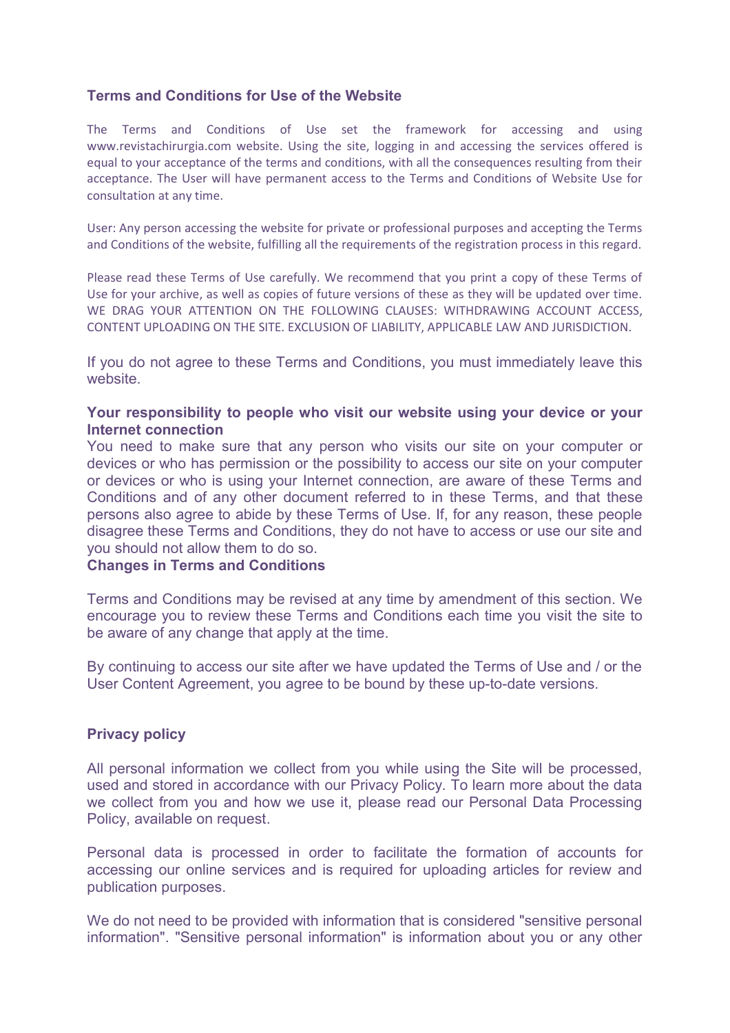## Terms and Conditions for Use of the Website

The Terms and Conditions of Use set the framework for accessing and using www.revistachirurgia.com website. Using the site, logging in and accessing the services offered is equal to your acceptance of the terms and conditions, with all the consequences resulting from their acceptance. The User will have permanent access to the Terms and Conditions of Website Use for consultation at any time.

User: Any person accessing the website for private or professional purposes and accepting the Terms and Conditions of the website, fulfilling all the requirements of the registration process in this regard.

Please read these Terms of Use carefully. We recommend that you print a copy of these Terms of Use for your archive, as well as copies of future versions of these as they will be updated over time. WE DRAG YOUR ATTENTION ON THE FOLLOWING CLAUSES: WITHDRAWING ACCOUNT ACCESS, CONTENT UPLOADING ON THE SITE. EXCLUSION OF LIABILITY, APPLICABLE LAW AND JURISDICTION.

If you do not agree to these Terms and Conditions, you must immediately leave this website.

**Your responsibility to people who visit our website using your device or your Internet connection**

You need to make sure that any person who visits our site on your computer or devices or who has permission or the possibility to access our site on your computer or devices or who is using your Internet connection, are aware of these Terms and Conditions and of any other document referred to in these Terms, and that these persons also agree to abide by these Terms of Use. If, for any reason, these people disagree these Terms and Conditions, they do not have to access or use our site and you should not allow them to do so.

**Changes in Terms and Conditions**

Terms and Conditions may be revised at any time by amendment of this section. We encourage you to review these Terms and Conditions each time you visit the site to be aware of any change that apply at the time.

By continuing to access our site after we have updated the Terms of Use and / or the User Content Agreement, you agree to be bound by these up-to-date versions.

**Privacy policy**

All personal information we collect from you while using the Site will be processed, used and stored in accordance with our Privacy Policy. To learn more about the data we collect from you and how we use it, please read our Personal Data Processing Policy, available on request.

Personal data is processed in order to facilitate the formation of accounts for accessing our online services and is required for uploading articles for review and publication purposes.

We do not need to be provided with information that is considered "sensitive personal information". "Sensitive personal information" is information about you or any other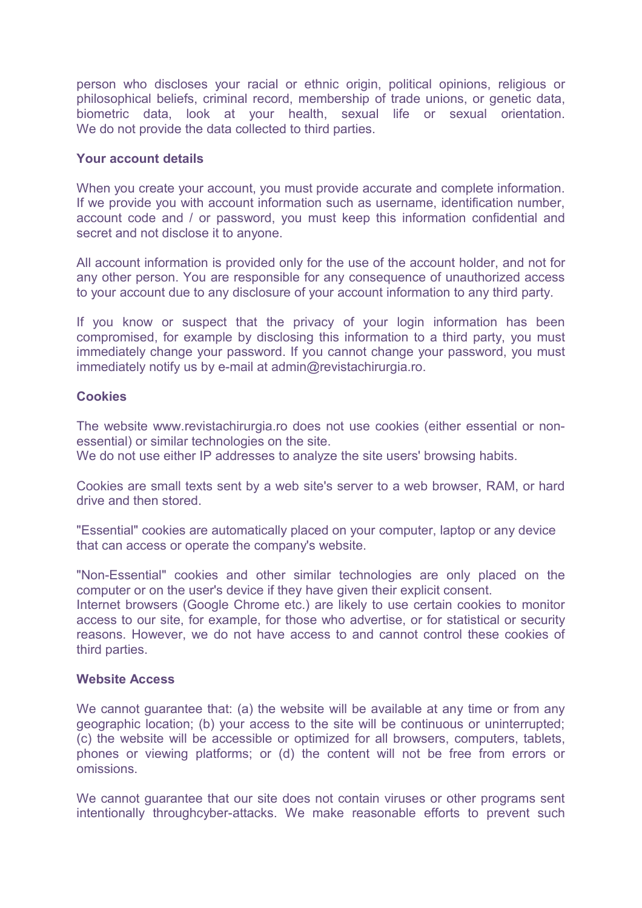person who discloses your racial or ethnic origin, political opinions, religious or philosophical beliefs, criminal record, membership of trade unions, or genetic data, biometric data, look at your health, sexual life or sexual orientation. We do not provide the data collected to third parties.

**Your account details**

When you create your account, you must provide accurate and complete information. If we provide you with account information such as username, identification number, account code and / or password, you must keep this information confidential and secret and not disclose it to anyone.

All account information is provided only for the use of the account holder, and not for any other person. You are responsible for any consequence of unauthorized access to your account due to any disclosure of your account information to any third party.

If you know or suspect that the privacy of your login information has been compromised, for example by disclosing this information to a third party, you must immediately change your password. If you cannot change your password, you must immediately notify us by e-mail at admin@revistachirurgia.ro.

**Cookies**

The website www.revistachirurgia.ro does not use cookies (either essential or non-essential) or similar technologies on the site.
We do not use either IP addresses to analyze the site users' browsing habits.

Cookies are small texts sent by a web site's server to a web browser, RAM, or hard drive and then stored.

"Essential" cookies are automatically placed on your computer, laptop or any device that can access or operate the company's website.

"Non-Essential" cookies and other similar technologies are only placed on the computer or on the user's device if they have given their explicit consent.
Internet browsers (Google Chrome etc.) are likely to use certain cookies to monitor access to our site, for example, for those who advertise, or for statistical or security reasons. However, we do not have access to and cannot control these cookies of third parties.

**Website Access**

We cannot guarantee that: (a) the website will be available at any time or from any geographic location; (b) your access to the site will be continuous or uninterrupted; (c) the website will be accessible or optimized for all browsers, computers, tablets, phones or viewing platforms; or (d) the content will not be free from errors or omissions.

We cannot guarantee that our site does not contain viruses or other programs sent intentionally throughcyber-attacks. We make reasonable efforts to prevent such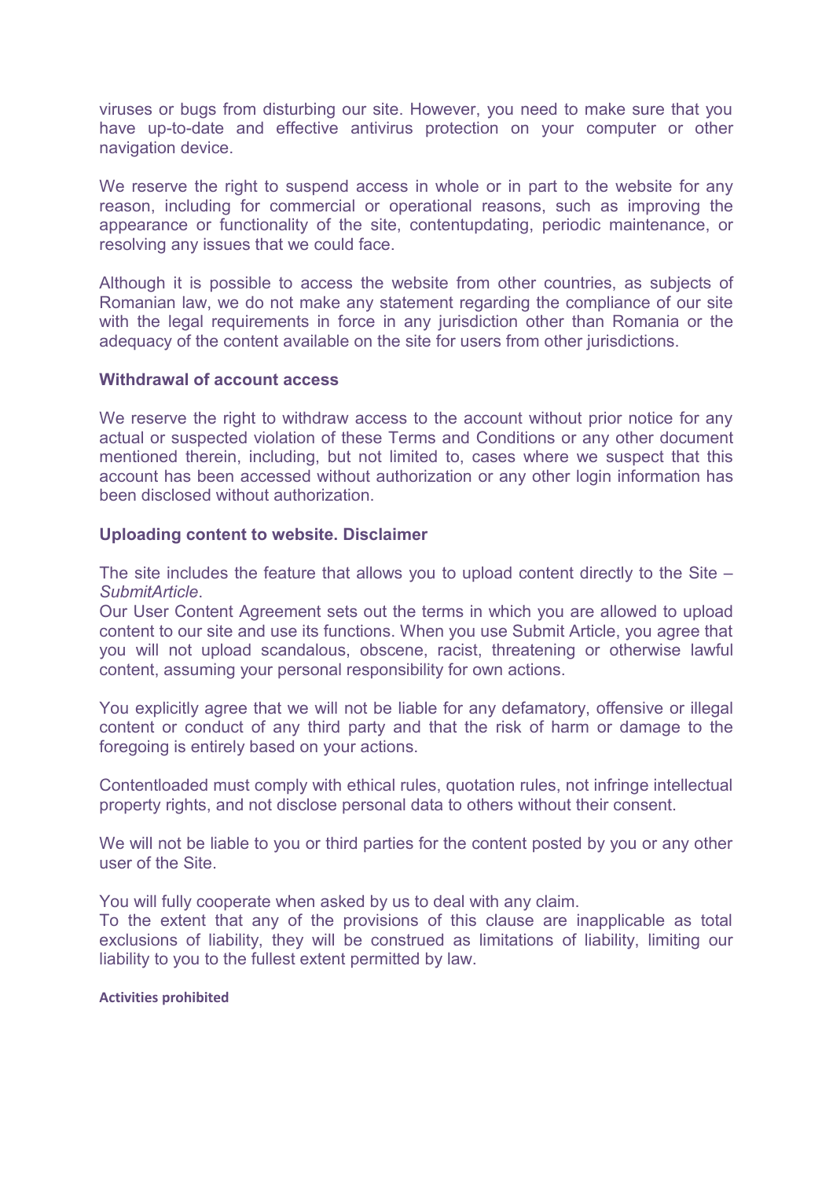viruses or bugs from disturbing our site. However, you need to make sure that you have up-to-date and effective antivirus protection on your computer or other navigation device.

We reserve the right to suspend access in whole or in part to the website for any reason, including for commercial or operational reasons, such as improving the appearance or functionality of the site, contentupdating, periodic maintenance, or resolving any issues that we could face.

Although it is possible to access the website from other countries, as subjects of Romanian law, we do not make any statement regarding the compliance of our site with the legal requirements in force in any jurisdiction other than Romania or the adequacy of the content available on the site for users from other jurisdictions.

**Withdrawal of account access**

We reserve the right to withdraw access to the account without prior notice for any actual or suspected violation of these Terms and Conditions or any other document mentioned therein, including, but not limited to, cases where we suspect that this account has been accessed without authorization or any other login information has been disclosed without authorization.

**Uploading content to website. Disclaimer**

The site includes the feature that allows you to upload content directly to the Site – *SubmitArticle*.
Our User Content Agreement sets out the terms in which you are allowed to upload content to our site and use its functions. When you use Submit Article, you agree that you will not upload scandalous, obscene, racist, threatening or otherwise lawful content, assuming your personal responsibility for own actions.

You explicitly agree that we will not be liable for any defamatory, offensive or illegal content or conduct of any third party and that the risk of harm or damage to the foregoing is entirely based on your actions.

Contentloaded must comply with ethical rules, quotation rules, not infringe intellectual property rights, and not disclose personal data to others without their consent.

We will not be liable to you or third parties for the content posted by you or any other user of the Site.

You will fully cooperate when asked by us to deal with any claim.
To the extent that any of the provisions of this clause are inapplicable as total exclusions of liability, they will be construed as limitations of liability, limiting our liability to you to the fullest extent permitted by law.

**Activities prohibited**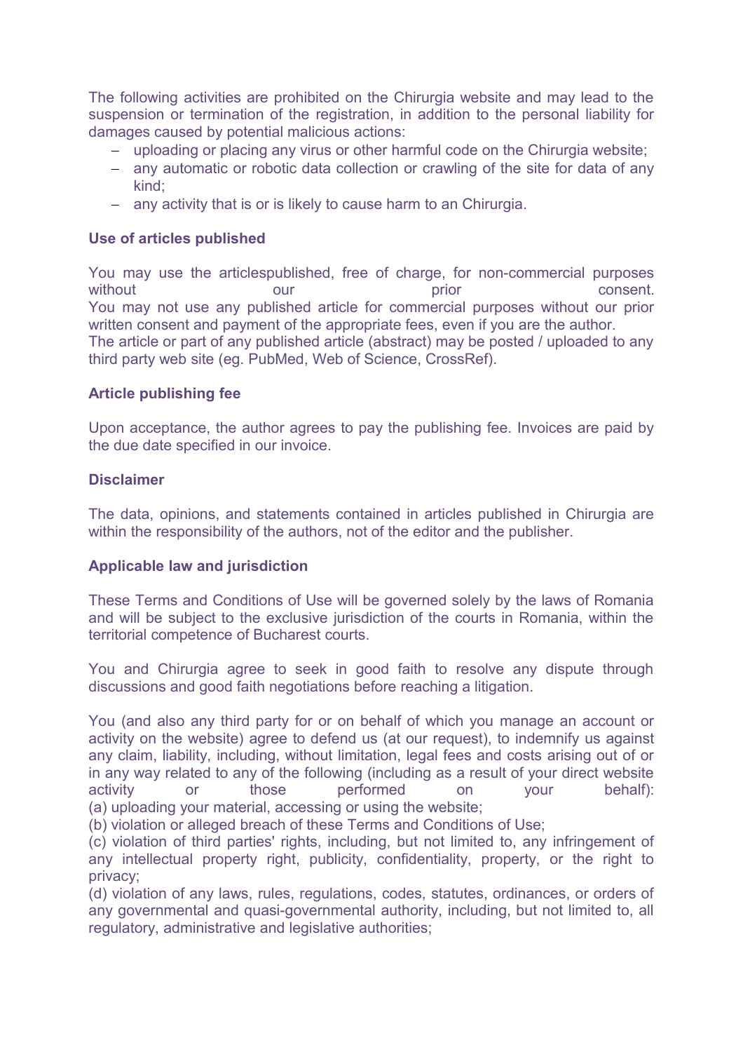The following activities are prohibited on the Chirurgia website and may lead to the suspension or termination of the registration, in addition to the personal liability for damages caused by potential malicious actions:

- uploading or placing any virus or other harmful code on the Chirurgia website;
- any automatic or robotic data collection or crawling of the site for data of any kind;
- any activity that is or is likely to cause harm to an Chirurgia.

**Use of articles published**

You may use the articlespublished, free of charge, for non-commercial purposes without our prior consent.
You may not use any published article for commercial purposes without our prior written consent and payment of the appropriate fees, even if you are the author.
The article or part of any published article (abstract) may be posted / uploaded to any third party web site (eg. PubMed, Web of Science, CrossRef).

**Article publishing fee**

Upon acceptance, the author agrees to pay the publishing fee. Invoices are paid by the due date specified in our invoice.

**Disclaimer**

The data, opinions, and statements contained in articles published in Chirurgia are within the responsibility of the authors, not of the editor and the publisher.

**Applicable law and jurisdiction**

These Terms and Conditions of Use will be governed solely by the laws of Romania and will be subject to the exclusive jurisdiction of the courts in Romania, within the territorial competence of Bucharest courts.

You and Chirurgia agree to seek in good faith to resolve any dispute through discussions and good faith negotiations before reaching a litigation.

You (and also any third party for or on behalf of which you manage an account or activity on the website) agree to defend us (at our request), to indemnify us against any claim, liability, including, without limitation, legal fees and costs arising out of or in any way related to any of the following (including as a result of your direct website activity or those performed on your behalf):
(a) uploading your material, accessing or using the website;
(b) violation or alleged breach of these Terms and Conditions of Use;
(c) violation of third parties' rights, including, but not limited to, any infringement of any intellectual property right, publicity, confidentiality, property, or the right to privacy;
(d) violation of any laws, rules, regulations, codes, statutes, ordinances, or orders of any governmental and quasi-governmental authority, including, but not limited to, all regulatory, administrative and legislative authorities;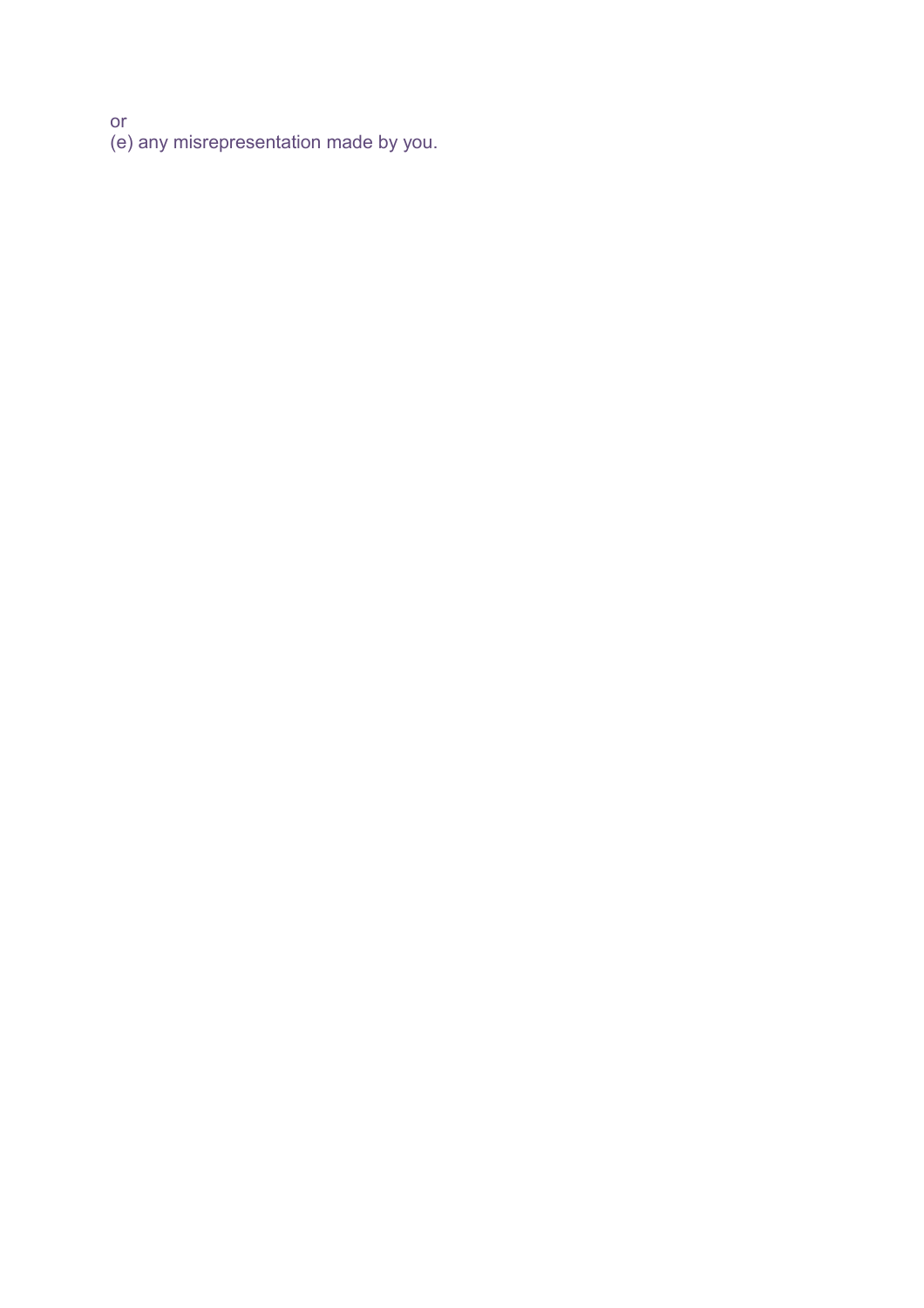or
(e) any misrepresentation made by you.